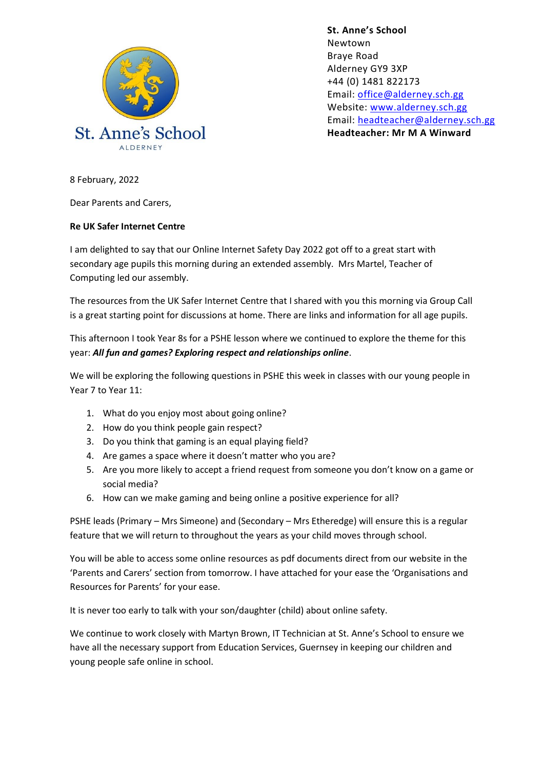St. Anne's School
ALDERNEY

**St. Anne's School**
Newtown
Braye Road
Alderney GY9 3XP
+44 (0) 1481 822173
Email: office@alderney.sch.gg
Website: www.alderney.sch.gg
Email: headteacher@alderney.sch.gg
**Headteacher: Mr M A Winward**

8 February, 2022

Dear Parents and Carers,

**Re UK Safer Internet Centre**

I am delighted to say that our Online Internet Safety Day 2022 got off to a great start with secondary age pupils this morning during an extended assembly. Mrs Martel, Teacher of Computing led our assembly.

The resources from the UK Safer Internet Centre that I shared with you this morning via Group Call is a great starting point for discussions at home. There are links and information for all age pupils.

This afternoon I took Year 8s for a PSHE lesson where we continued to explore the theme for this year: ***All fun and games? Exploring respect and relationships online***.

We will be exploring the following questions in PSHE this week in classes with our young people in Year 7 to Year 11:

1. What do you enjoy most about going online?
2. How do you think people gain respect?
3. Do you think that gaming is an equal playing field?
4. Are games a space where it doesn't matter who you are?
5. Are you more likely to accept a friend request from someone you don't know on a game or social media?
6. How can we make gaming and being online a positive experience for all?

PSHE leads (Primary – Mrs Simeone) and (Secondary – Mrs Etheredge) will ensure this is a regular feature that we will return to throughout the years as your child moves through school.

You will be able to access some online resources as pdf documents direct from our website in the 'Parents and Carers' section from tomorrow. I have attached for your ease the 'Organisations and Resources for Parents' for your ease.

It is never too early to talk with your son/daughter (child) about online safety.

We continue to work closely with Martyn Brown, IT Technician at St. Anne's School to ensure we have all the necessary support from Education Services, Guernsey in keeping our children and young people safe online in school.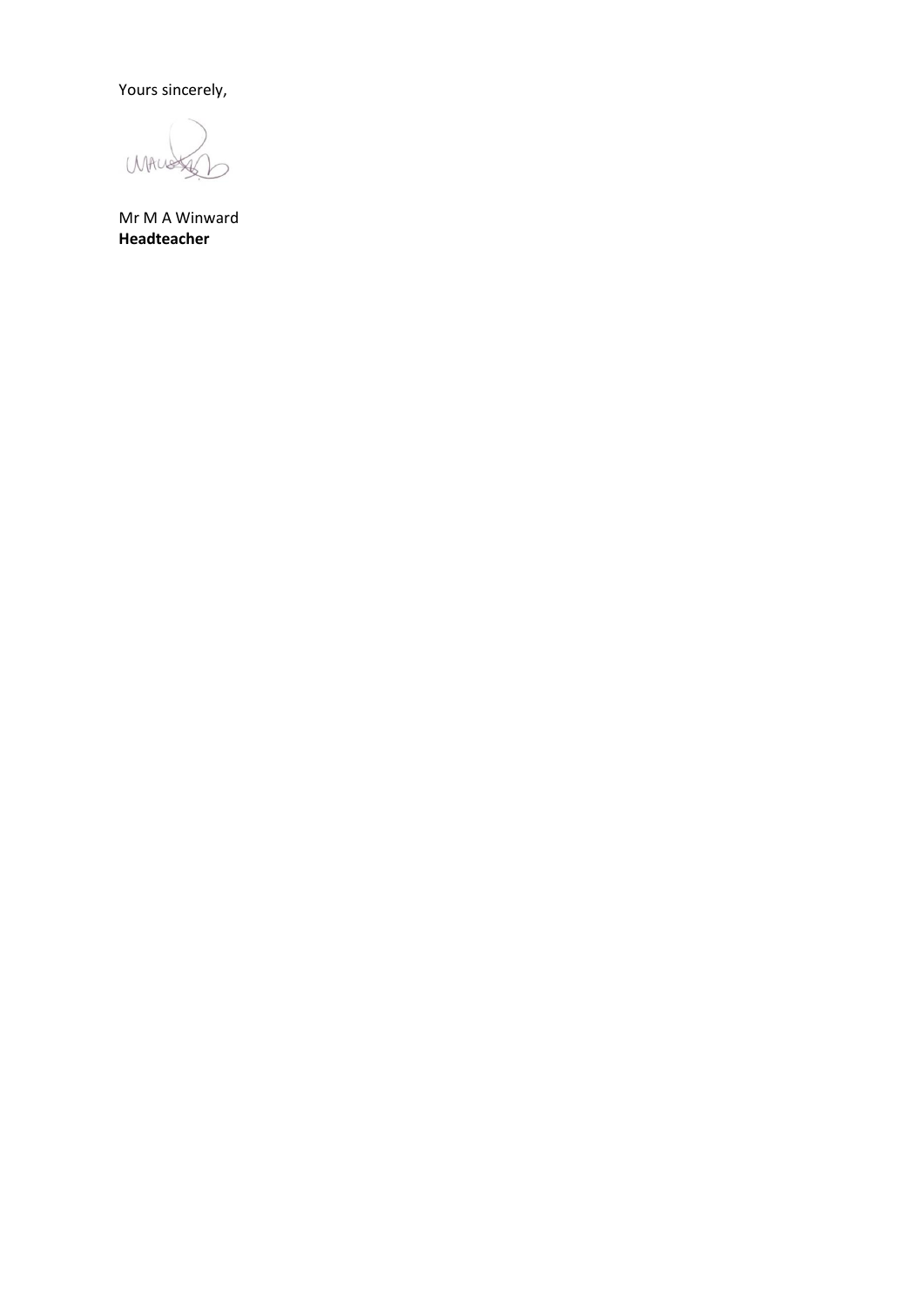Yours sincerely,

Mr M A Winward
**Headteacher**